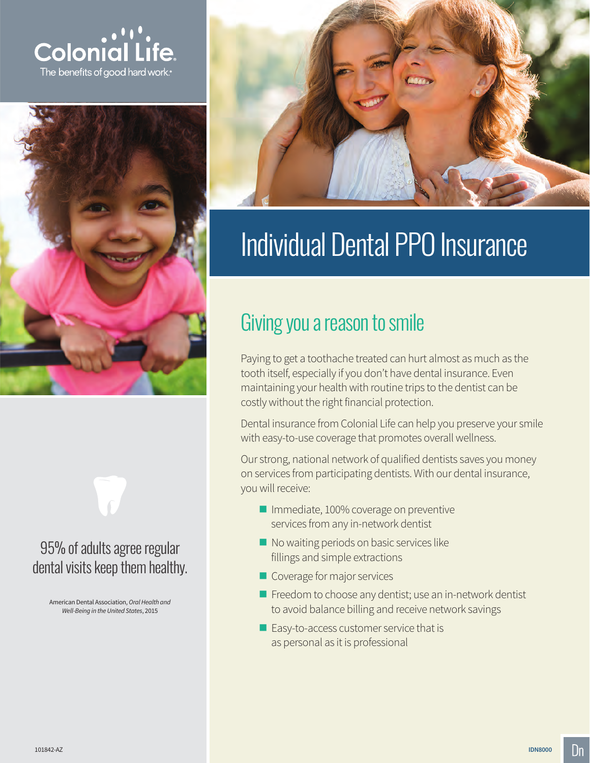Colonial Life
The benefits of good hard work.®

# Individual Dental PPO Insurance

## Giving you a reason to smile

Paying to get a toothache treated can hurt almost as much as the tooth itself, especially if you don't have dental insurance. Even maintaining your health with routine trips to the dentist can be costly without the right financial protection.

Dental insurance from Colonial Life can help you preserve your smile with easy-to-use coverage that promotes overall wellness.

Our strong, national network of qualified dentists saves you money on services from participating dentists. With our dental insurance, you will receive:

- Immediate, 100% coverage on preventive services from any in-network dentist
- No waiting periods on basic services like fillings and simple extractions
- Coverage for major services
- Freedom to choose any dentist; use an in-network dentist to avoid balance billing and receive network savings
- Easy-to-access customer service that is as personal as it is professional

95% of adults agree regular dental visits keep them healthy.

American Dental Association, *Oral Health and Well-Being in the United States*, 2015

101842-AZ

IDN8000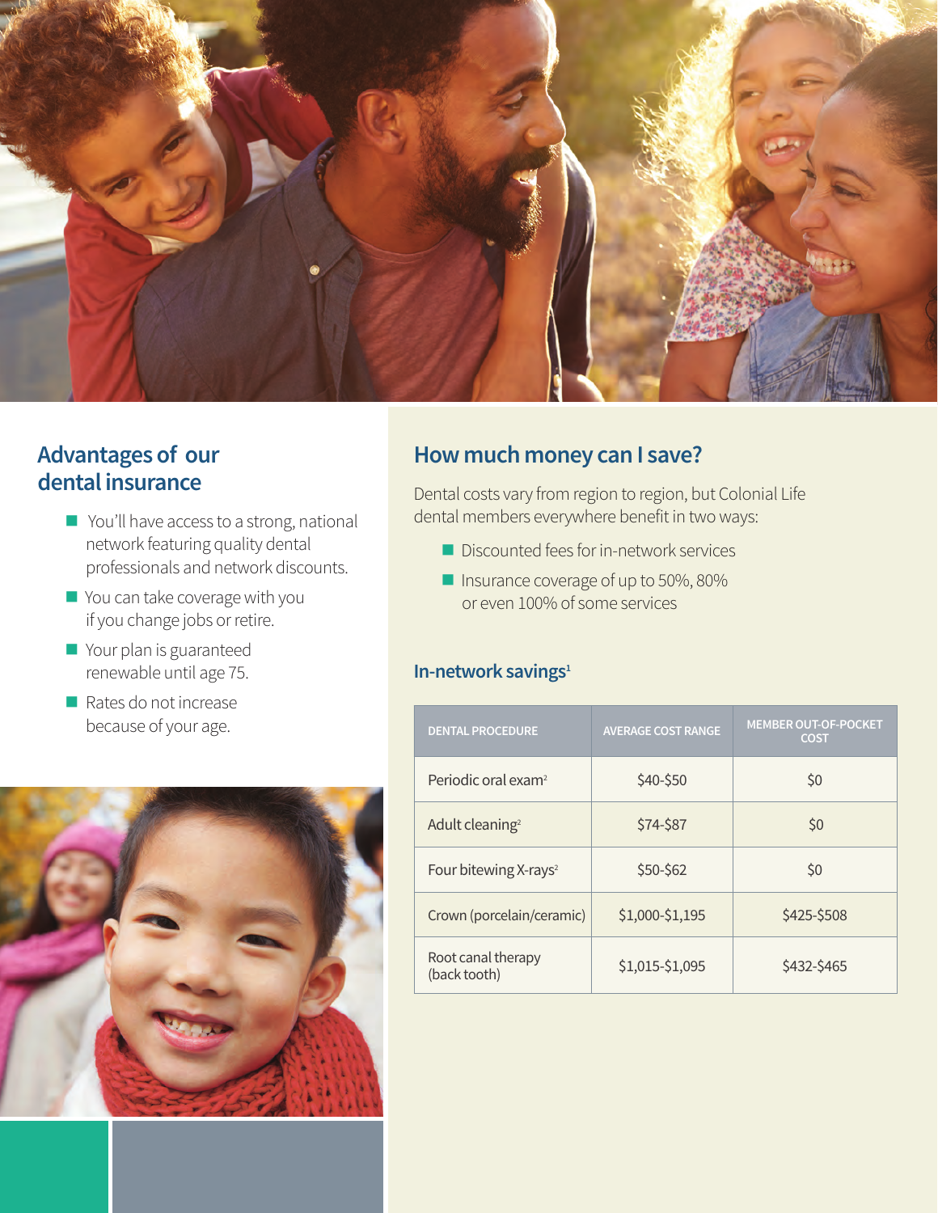## Advantages of our dental insurance

- You'll have access to a strong, national network featuring quality dental professionals and network discounts.
- You can take coverage with you if you change jobs or retire.
- Your plan is guaranteed renewable until age 75.
- Rates do not increase because of your age.

## How much money can I save?

Dental costs vary from region to region, but Colonial Life dental members everywhere benefit in two ways:

- Discounted fees for in-network services
- Insurance coverage of up to 50%, 80% or even 100% of some services

### In-network savings[1]

| DENTAL PROCEDURE | AVERAGE COST RANGE | MEMBER OUT-OF-POCKET COST |
|---|---|---|
| Periodic oral exam[2] | $40-$50 | $0 |
| Adult cleaning[2] | $74-$87 | $0 |
| Four bitewing X-rays[2] | $50-$62 | $0 |
| Crown (porcelain/ceramic) | $1,000-$1,195 | $425-$508 |
| Root canal therapy (back tooth) | $1,015-$1,095 | $432-$465 |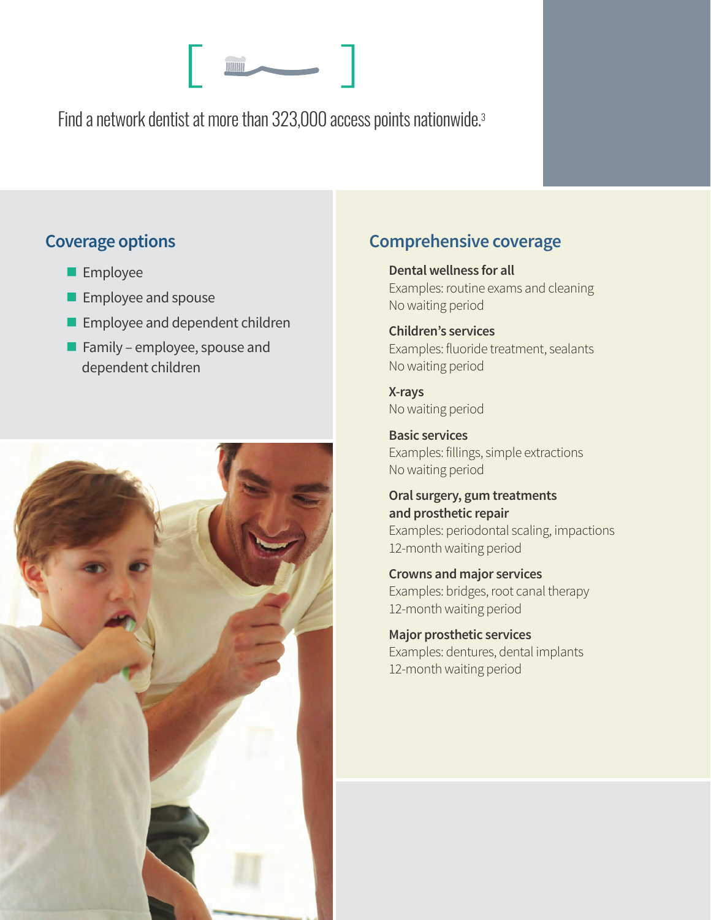Find a network dentist at more than 323,000 access points nationwide.[3]

## Coverage options

- Employee
- Employee and spouse
- Employee and dependent children
- Family – employee, spouse and dependent children

## Comprehensive coverage

**Dental wellness for all**
Examples: routine exams and cleaning
No waiting period

**Children's services**
Examples: fluoride treatment, sealants
No waiting period

**X-rays**
No waiting period

**Basic services**
Examples: fillings, simple extractions
No waiting period

**Oral surgery, gum treatments and prosthetic repair**
Examples: periodontal scaling, impactions
12-month waiting period

**Crowns and major services**
Examples: bridges, root canal therapy
12-month waiting period

**Major prosthetic services**
Examples: dentures, dental implants
12-month waiting period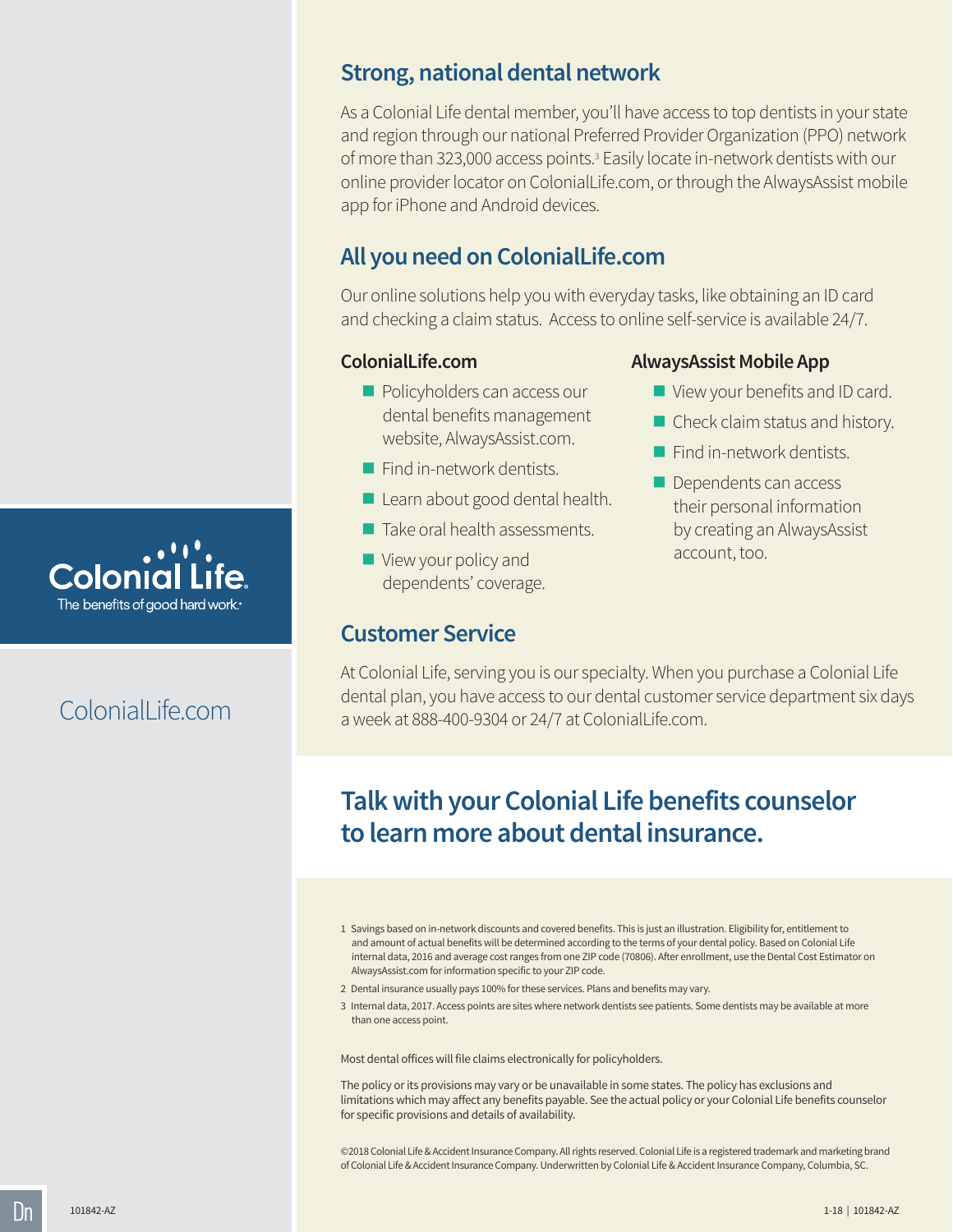## Strong, national dental network

As a Colonial Life dental member, you'll have access to top dentists in your state and region through our national Preferred Provider Organization (PPO) network of more than 323,000 access points.[3] Easily locate in-network dentists with our online provider locator on ColonialLife.com, or through the AlwaysAssist mobile app for iPhone and Android devices.

## All you need on ColonialLife.com

Our online solutions help you with everyday tasks, like obtaining an ID card and checking a claim status. Access to online self-service is available 24/7.

### ColonialLife.com

- Policyholders can access our dental benefits management website, AlwaysAssist.com.
- Find in-network dentists.
- Learn about good dental health.
- Take oral health assessments.
- View your policy and dependents' coverage.

### AlwaysAssist Mobile App

- View your benefits and ID card.
- Check claim status and history.
- Find in-network dentists.
- Dependents can access their personal information by creating an AlwaysAssist account, too.

## Customer Service

At Colonial Life, serving you is our specialty. When you purchase a Colonial Life dental plan, you have access to our dental customer service department six days a week at 888-400-9304 or 24/7 at ColonialLife.com.

## Talk with your Colonial Life benefits counselor to learn more about dental insurance.

1 Savings based on in-network discounts and covered benefits. This is just an illustration. Eligibility for, entitlement to and amount of actual benefits will be determined according to the terms of your dental policy. Based on Colonial Life internal data, 2016 and average cost ranges from one ZIP code (70806). After enrollment, use the Dental Cost Estimator on AlwaysAssist.com for information specific to your ZIP code.

2 Dental insurance usually pays 100% for these services. Plans and benefits may vary.

3 Internal data, 2017. Access points are sites where network dentists see patients. Some dentists may be available at more than one access point.

Most dental offices will file claims electronically for policyholders.

The policy or its provisions may vary or be unavailable in some states. The policy has exclusions and limitations which may affect any benefits payable. See the actual policy or your Colonial Life benefits counselor for specific provisions and details of availability.

©2018 Colonial Life & Accident Insurance Company. All rights reserved. Colonial Life is a registered trademark and marketing brand of Colonial Life & Accident Insurance Company. Underwritten by Colonial Life & Accident Insurance Company, Columbia, SC.

Colonial Life
The benefits of good hard work.

ColonialLife.com

Dn 101842-AZ

1-18 | 101842-AZ